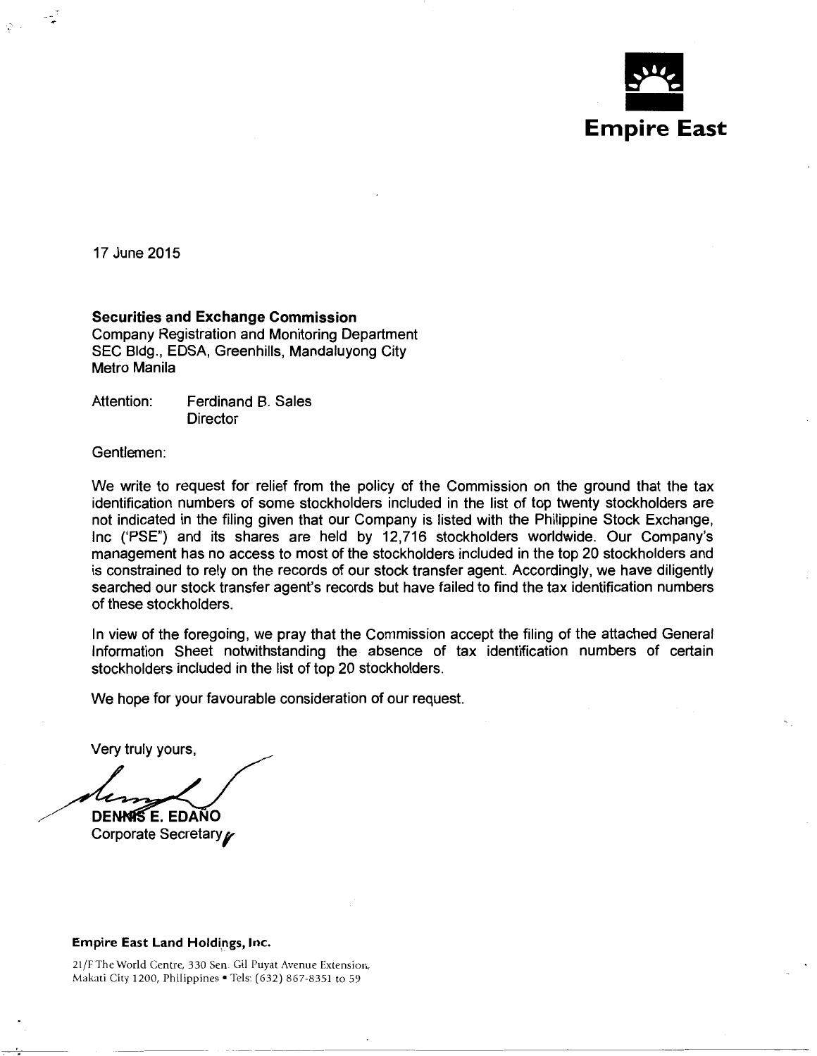**Empire East**

17 June 2015

**Securities and Exchange Commission**
Company Registration and Monitoring Department
SEC Bldg., EDSA, Greenhills, Mandaluyong City
Metro Manila

Attention: Ferdinand B. Sales
Director

Gentlemen:

We write to request for relief from the policy of the Commission on the ground that the tax identification numbers of some stockholders included in the list of top twenty stockholders are not indicated in the filing given that our Company is listed with the Philippine Stock Exchange, Inc ("PSE") and its shares are held by 12,716 stockholders worldwide. Our Company's management has no access to most of the stockholders included in the top 20 stockholders and is constrained to rely on the records of our stock transfer agent. Accordingly, we have diligently searched our stock transfer agent's records but have failed to find the tax identification numbers of these stockholders.

In view of the foregoing, we pray that the Commission accept the filing of the attached General Information Sheet notwithstanding the absence of tax identification numbers of certain stockholders included in the list of top 20 stockholders.

We hope for your favourable consideration of our request.

Very truly yours,

**DENNIS E. EDAÑO**
Corporate Secretary

**Empire East Land Holdings, Inc.**
21/F The World Centre, 330 Sen. Gil Puyat Avenue Extension, Makati City 1200, Philippines • Tels: (632) 867-8351 to 59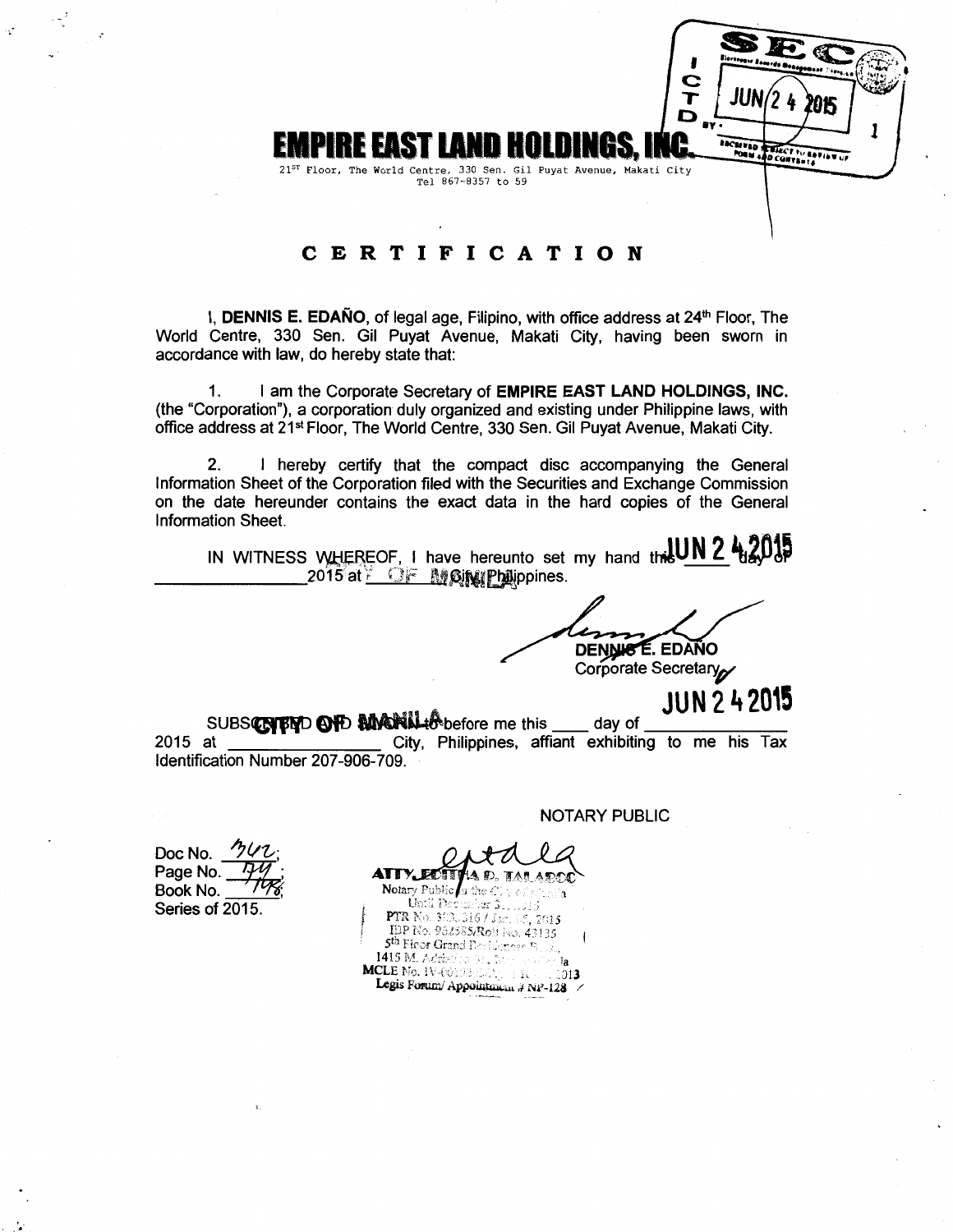SEC
I
C
T
D
JUN 2 4 2015
BY:
RECEIVED SUBJECT TO REVIEW OF FORM AND CONTENTS

# EMPIRE EAST LAND HOLDINGS, INC.

21ST Floor, The World Centre, 330 Sen. Gil Puyat Avenue, Makati City
Tel 867-8357 to 59

## CERTIFICATION

I, **DENNIS E. EDAÑO**, of legal age, Filipino, with office address at 24th Floor, The World Centre, 330 Sen. Gil Puyat Avenue, Makati City, having been sworn in accordance with law, do hereby state that:

1. I am the Corporate Secretary of **EMPIRE EAST LAND HOLDINGS, INC.** (the "Corporation"), a corporation duly organized and existing under Philippine laws, with office address at 21st Floor, The World Centre, 330 Sen. Gil Puyat Avenue, Makati City.

2. I hereby certify that the compact disc accompanying the General Information Sheet of the Corporation filed with the Securities and Exchange Commission on the date hereunder contains the exact data in the hard copies of the General Information Sheet.

IN WITNESS WHEREOF, I have hereunto set my hand this JUN 2 4 2015 day of ________________ 2015 at CITY OF MANILA Philippines.

DENNIS E. EDAÑO
Corporate Secretary

SUBSCRIBED AND SWORN to before me this ____ day of JUN 2 4 2015 2015 at CITY OF MANILA City, Philippines, affiant exhibiting to me his Tax Identification Number 207-906-709.

NOTARY PUBLIC

Doc No. 342;
Page No. 74;
Book No. 178;
Series of 2015.

ATTY. EDITHA R. TALABOC
Notary Public for the City of Manila
Until December 31, 2015
PTR No. 3[?]3,316 / Jan. [?], 2015
IBP No. 9[?]4585/Roll No. 43135
5th Floor Grand Residence [?]
1415 M. Adriatico St., [?] Manila
MCLE No. IV-[?] [?] 2013
Legis Forum/ Appointment # NP-128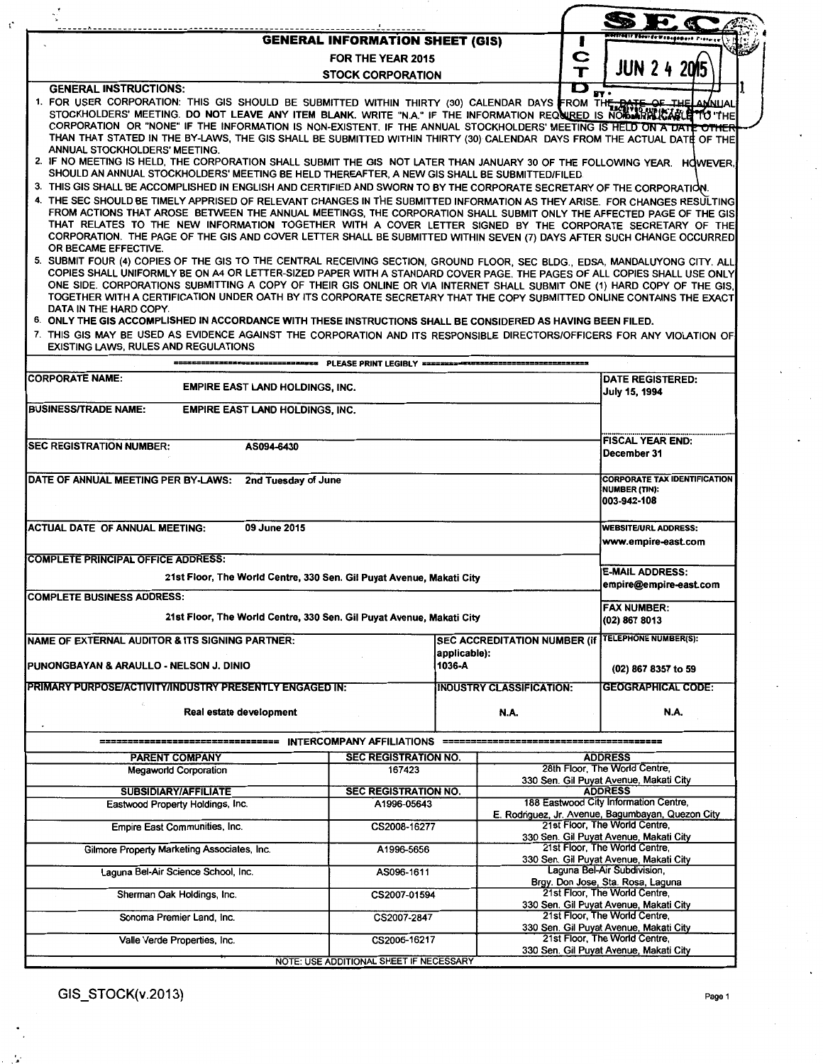# GENERAL INFORMATION SHEET (GIS)

## FOR THE YEAR 2015

## STOCK CORPORATION

SEC
JUN 24 2015

**GENERAL INSTRUCTIONS:**

1. FOR USER CORPORATION: THIS GIS SHOULD BE SUBMITTED WITHIN THIRTY (30) CALENDAR DAYS FROM THE DATE OF THE ANNUAL STOCKHOLDERS' MEETING. DO NOT LEAVE ANY ITEM BLANK. WRITE "N.A." IF THE INFORMATION REQUIRED IS NOT APPLICABLE TO THE CORPORATION OR "NONE" IF THE INFORMATION IS NON-EXISTENT. IF THE ANNUAL STOCKHOLDERS' MEETING IS HELD ON A DATE OTHER THAN THAT STATED IN THE BY-LAWS, THE GIS SHALL BE SUBMITTED WITHIN THIRTY (30) CALENDAR DAYS FROM THE ACTUAL DATE OF THE ANNUAL STOCKHOLDERS' MEETING.
2. IF NO MEETING IS HELD, THE CORPORATION SHALL SUBMIT THE GIS NOT LATER THAN JANUARY 30 OF THE FOLLOWING YEAR. HOWEVER, SHOULD AN ANNUAL STOCKHOLDERS' MEETING BE HELD THEREAFTER, A NEW GIS SHALL BE SUBMITTED/FILED.
3. THIS GIS SHALL BE ACCOMPLISHED IN ENGLISH AND CERTIFIED AND SWORN TO BY THE CORPORATE SECRETARY OF THE CORPORATION.
4. THE SEC SHOULD BE TIMELY APPRISED OF RELEVANT CHANGES IN THE SUBMITTED INFORMATION AS THEY ARISE. FOR CHANGES RESULTING FROM ACTIONS THAT AROSE BETWEEN THE ANNUAL MEETINGS, THE CORPORATION SHALL SUBMIT ONLY THE AFFECTED PAGE OF THE GIS THAT RELATES TO THE NEW INFORMATION TOGETHER WITH A COVER LETTER SIGNED BY THE CORPORATE SECRETARY OF THE CORPORATION. THE PAGE OF THE GIS AND COVER LETTER SHALL BE SUBMITTED WITHIN SEVEN (7) DAYS AFTER SUCH CHANGE OCCURRED OR BECAME EFFECTIVE.
5. SUBMIT FOUR (4) COPIES OF THE GIS TO THE CENTRAL RECEIVING SECTION, GROUND FLOOR, SEC BLDG., EDSA, MANDALUYONG CITY. ALL COPIES SHALL UNIFORMLY BE ON A4 OR LETTER-SIZED PAPER WITH A STANDARD COVER PAGE. THE PAGES OF ALL COPIES SHALL USE ONLY ONE SIDE. CORPORATIONS SUBMITTING A COPY OF THEIR GIS ONLINE OR VIA INTERNET SHALL SUBMIT ONE (1) HARD COPY OF THE GIS, TOGETHER WITH A CERTIFICATION UNDER OATH BY ITS CORPORATE SECRETARY THAT THE COPY SUBMITTED ONLINE CONTAINS THE EXACT DATA IN THE HARD COPY.
6. ONLY THE GIS ACCOMPLISHED IN ACCORDANCE WITH THESE INSTRUCTIONS SHALL BE CONSIDERED AS HAVING BEEN FILED.
7. THIS GIS MAY BE USED AS EVIDENCE AGAINST THE CORPORATION AND ITS RESPONSIBLE DIRECTORS/OFFICERS FOR ANY VIOLATION OF EXISTING LAWS, RULES AND REGULATIONS

PLEASE PRINT LEGIBLY

| | | |
|---|---|---|
| **CORPORATE NAME:** EMPIRE EAST LAND HOLDINGS, INC. | | **DATE REGISTERED:** July 15, 1994 |
| **BUSINESS/TRADE NAME:** EMPIRE EAST LAND HOLDINGS, INC. | | |
| **SEC REGISTRATION NUMBER:** AS094-6430 | | **FISCAL YEAR END:** December 31 |
| **DATE OF ANNUAL MEETING PER BY-LAWS:** 2nd Tuesday of June | | **CORPORATE TAX IDENTIFICATION NUMBER (TIN):** 003-942-108 |
| **ACTUAL DATE OF ANNUAL MEETING:** 09 June 2015 | | **WEBSITE/URL ADDRESS:** www.empire-east.com |
| **COMPLETE PRINCIPAL OFFICE ADDRESS:** 21st Floor, The World Centre, 330 Sen. Gil Puyat Avenue, Makati City | | **E-MAIL ADDRESS:** empire@empire-east.com |
| **COMPLETE BUSINESS ADDRESS:** 21st Floor, The World Centre, 330 Sen. Gil Puyat Avenue, Makati City | | **FAX NUMBER:** (02) 867 8013 |
| **NAME OF EXTERNAL AUDITOR & ITS SIGNING PARTNER:** PUNONGBAYAN & ARAULLO - NELSON J. DINIO | **SEC ACCREDITATION NUMBER (if applicable):** 1036-A | **TELEPHONE NUMBER(S):** (02) 867 8357 to 59 |
| **PRIMARY PURPOSE/ACTIVITY/INDUSTRY PRESENTLY ENGAGED IN:** Real estate development | **INDUSTRY CLASSIFICATION:** N.A. | **GEOGRAPHICAL CODE:** N.A. |

INTERCOMPANY AFFILIATIONS

| PARENT COMPANY | SEC REGISTRATION NO. | ADDRESS |
|---|---|---|
| Megaworld Corporation | 167423 | 28th Floor, The World Centre, 330 Sen. Gil Puyat Avenue, Makati City |
| **SUBSIDIARY/AFFILIATE** | **SEC REGISTRATION NO.** | **ADDRESS** |
| Eastwood Property Holdings, Inc. | A1996-05643 | 188 Eastwood City Information Centre, E. Rodriguez, Jr. Avenue, Bagumbayan, Quezon City |
| Empire East Communities, Inc. | CS2008-16277 | 21st Floor, The World Centre, 330 Sen. Gil Puyat Avenue, Makati City |
| Gilmore Property Marketing Associates, Inc. | A1996-5656 | 21st Floor, The World Centre, 330 Sen. Gil Puyat Avenue, Makati City |
| Laguna Bel-Air Science School, Inc. | AS096-1611 | Laguna Bel-Air Subdivision, Brgy. Don Jose, Sta. Rosa, Laguna |
| Sherman Oak Holdings, Inc. | CS2007-01594 | 21st Floor, The World Centre, 330 Sen. Gil Puyat Avenue, Makati City |
| Sonoma Premier Land, Inc. | CS2007-2847 | 21st Floor, The World Centre, 330 Sen. Gil Puyat Avenue, Makati City |
| Valle Verde Properties, Inc. | CS2006-16217 | 21st Floor, The World Centre, 330 Sen. Gil Puyat Avenue, Makati City |

NOTE: USE ADDITIONAL SHEET IF NECESSARY

GIS_STOCK(v.2013)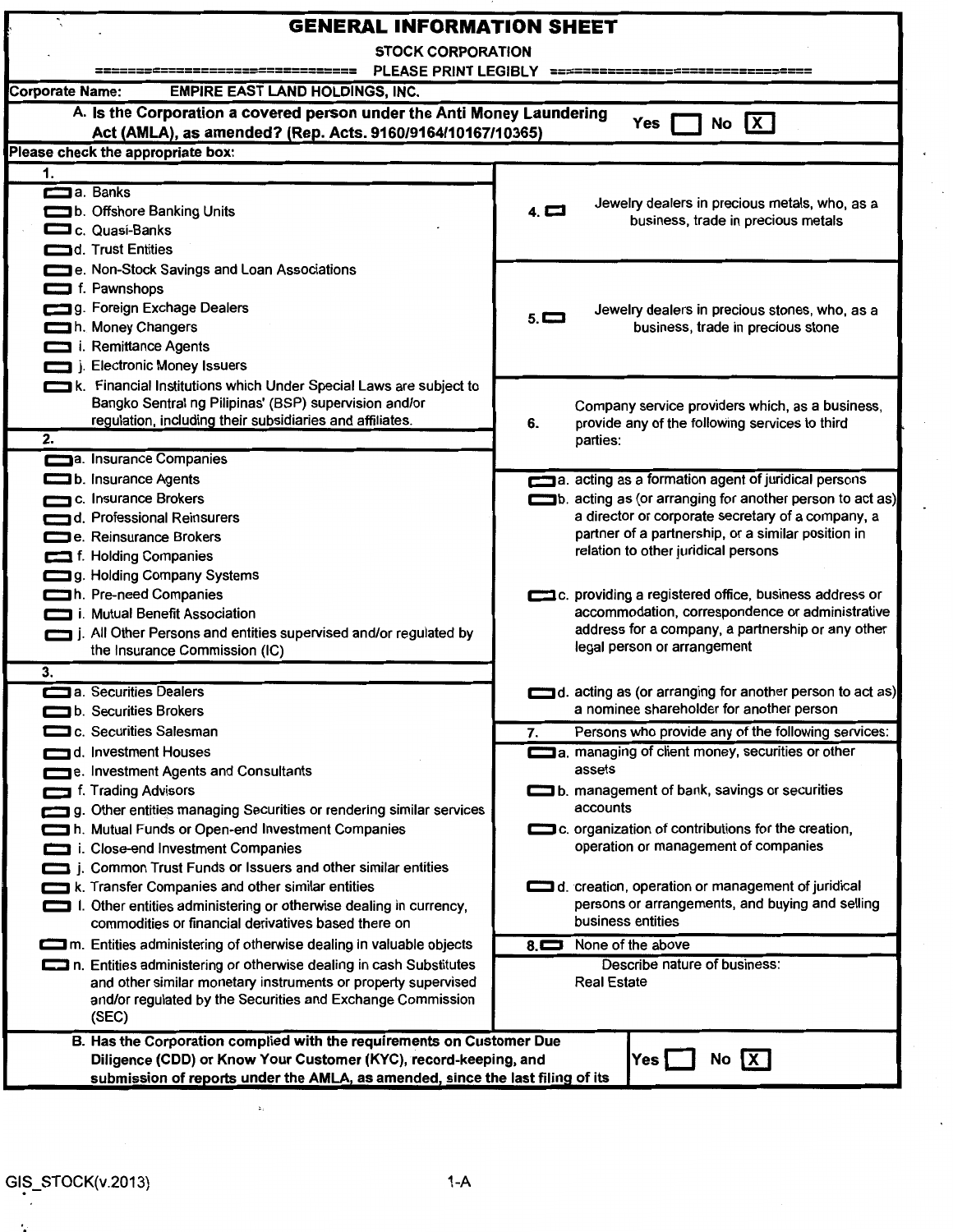# GENERAL INFORMATION SHEET

**STOCK CORPORATION**

PLEASE PRINT LEGIBLY

**Corporate Name:** EMPIRE EAST LAND HOLDINGS, INC.

**A. Is the Corporation a covered person under the Anti Money Laundering Act (AMLA), as amended? (Rep. Acts. 9160/9164/10167/10365)** Yes [ ] No [X]

**Please check the appropriate box:**

**1.**

- [ ] a. Banks
- [ ] b. Offshore Banking Units
- [ ] c. Quasi-Banks
- [ ] d. Trust Entities
- [ ] e. Non-Stock Savings and Loan Associations
- [ ] f. Pawnshops
- [ ] g. Foreign Exchage Dealers
- [ ] h. Money Changers
- [ ] i. Remittance Agents
- [ ] j. Electronic Money Issuers
- [ ] k. Financial Institutions which Under Special Laws are subject to Bangko Sentral ng Pilipinas' (BSP) supervision and/or regulation, including their subsidiaries and affiliates.

**2.**

- [ ] a. Insurance Companies
- [ ] b. Insurance Agents
- [ ] c. Insurance Brokers
- [ ] d. Professional Reinsurers
- [ ] e. Reinsurance Brokers
- [ ] f. Holding Companies
- [ ] g. Holding Company Systems
- [ ] h. Pre-need Companies
- [ ] i. Mutual Benefit Association
- [ ] j. All Other Persons and entities supervised and/or regulated by the Insurance Commission (IC)

**3.**

- [ ] a. Securities Dealers
- [ ] b. Securities Brokers
- [ ] c. Securities Salesman
- [ ] d. Investment Houses
- [ ] e. Investment Agents and Consultants
- [ ] f. Trading Advisors
- [ ] g. Other entities managing Securities or rendering similar services
- [ ] h. Mutual Funds or Open-end Investment Companies
- [ ] i. Close-end Investment Companies
- [ ] j. Common Trust Funds or Issuers and other similar entities
- [ ] k. Transfer Companies and other similar entities
- [ ] l. Other entities administering or otherwise dealing in currency, commodities or financial derivatives based there on
- [ ] m. Entities administering of otherwise dealing in valuable objects
- [ ] n. Entities administering or otherwise dealing in cash Substitutes and other similar monetary instruments or property supervised and/or regulated by the Securities and Exchange Commission (SEC)

**4.** [ ] Jewelry dealers in precious metals, who, as a business, trade in precious metals

**5.** [ ] Jewelry dealers in precious stones, who, as a business, trade in precious stone

**6.** Company service providers which, as a business, provide any of the following services to third parties:

- [ ] a. acting as a formation agent of juridical persons
- [ ] b. acting as (or arranging for another person to act as) a director or corporate secretary of a company, a partner of a partnership, or a similar position in relation to other juridical persons
- [ ] c. providing a registered office, business address or accommodation, correspondence or administrative address for a company, a partnership or any other legal person or arrangement
- [ ] d. acting as (or arranging for another person to act as) a nominee shareholder for another person

**7.** Persons who provide any of the following services:

- [ ] a. managing of client money, securities or other assets
- [ ] b. management of bank, savings or securities accounts
- [ ] c. organization of contributions for the creation, operation or management of companies
- [ ] d. creation, operation or management of juridical persons or arrangements, and buying and selling business entities

**8.** [ ] None of the above

Describe nature of business: Real Estate

**B. Has the Corporation complied with the requirements on Customer Due Diligence (CDD) or Know Your Customer (KYC), record-keeping, and submission of reports under the AMLA, as amended, since the last filing of its** Yes [ ] No [X]

GIS_STOCK(v.2013) 1-A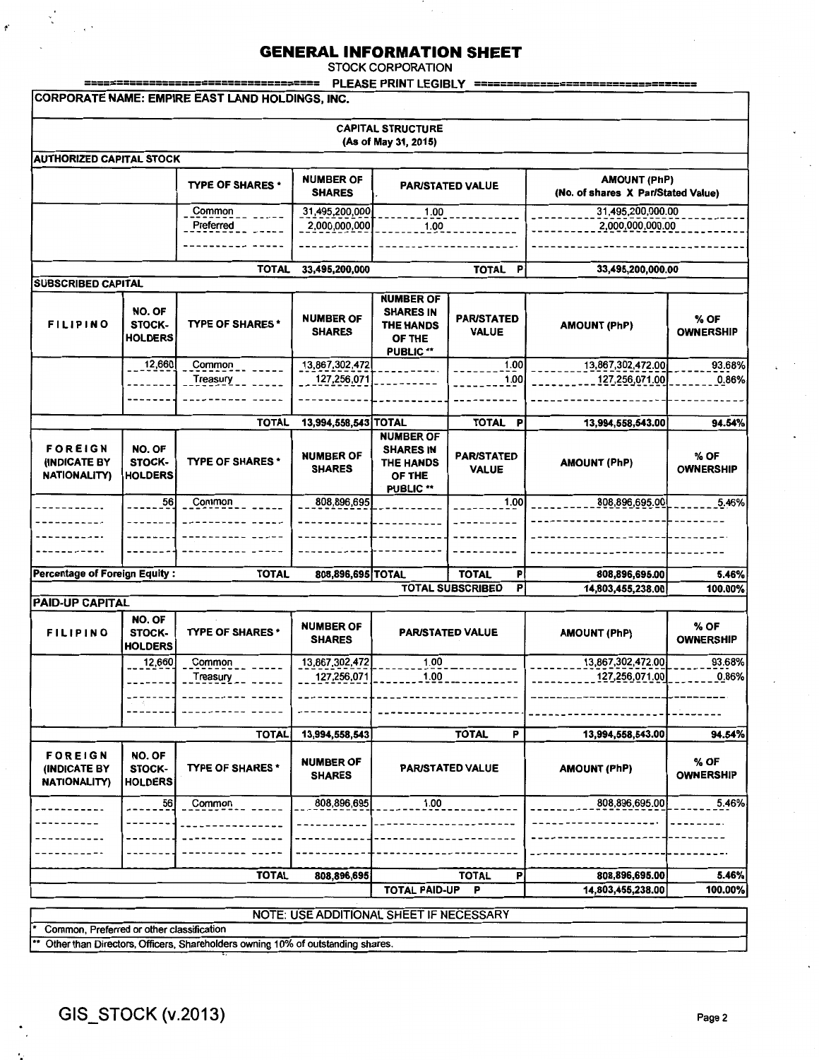# GENERAL INFORMATION SHEET

STOCK CORPORATION

PLEASE PRINT LEGIBLY

**CORPORATE NAME: EMPIRE EAST LAND HOLDINGS, INC.**

## CAPITAL STRUCTURE

(As of May 31, 2015)

**AUTHORIZED CAPITAL STOCK**

| | TYPE OF SHARES * | NUMBER OF SHARES | PAR/STATED VALUE | AMOUNT (PhP) (No. of shares X Par/Stated Value) |
|---|---|---|---|---|
| | Common | 31,495,200,000 | 1.00 | 31,495,200,000.00 |
| | Preferred | 2,000,000,000 | 1.00 | 2,000,000,000.00 |
| | TOTAL | 33,495,200,000 | TOTAL P | 33,495,200,000.00 |

**SUBSCRIBED CAPITAL**

| FILIPINO | NO. OF STOCK-HOLDERS | TYPE OF SHARES * | NUMBER OF SHARES | NUMBER OF SHARES IN THE HANDS OF THE PUBLIC ** | PAR/STATED VALUE | AMOUNT (PhP) | % OF OWNERSHIP |
|---|---|---|---|---|---|---|---|
| | 12,660 | Common | 13,867,302,472 | | 1.00 | 13,867,302,472.00 | 93.68% |
| | | Treasury | 127,256,071 | | 1.00 | 127,256,071.00 | 0.86% |
| | | TOTAL | 13,994,558,543 | TOTAL | TOTAL P | 13,994,558,543.00 | 94.54% |

| FOREIGN (INDICATE BY NATIONALITY) | NO. OF STOCK-HOLDERS | TYPE OF SHARES * | NUMBER OF SHARES | NUMBER OF SHARES IN THE HANDS OF THE PUBLIC ** | PAR/STATED VALUE | AMOUNT (PhP) | % OF OWNERSHIP |
|---|---|---|---|---|---|---|---|
| | 56 | Common | 808,896,695 | | 1.00 | 808,896,695.00 | 5.46% |
| Percentage of Foreign Equity : | | TOTAL | 808,896,695 | TOTAL | TOTAL P | 808,896,695.00 | 5.46% |
| | | | | | TOTAL SUBSCRIBED P | 14,803,455,238.00 | 100.00% |

**PAID-UP CAPITAL**

| FILIPINO | NO. OF STOCK-HOLDERS | TYPE OF SHARES * | NUMBER OF SHARES | PAR/STATED VALUE | AMOUNT (PhP) | % OF OWNERSHIP |
|---|---|---|---|---|---|---|
| | 12,660 | Common | 13,867,302,472 | 1.00 | 13,867,302,472.00 | 93.68% |
| | | Treasury | 127,256,071 | 1.00 | 127,256,071.00 | 0.86% |
| | | TOTAL | 13,994,558,543 | TOTAL P | 13,994,558,543.00 | 94.54% |

| FOREIGN (INDICATE BY NATIONALITY) | NO. OF STOCK-HOLDERS | TYPE OF SHARES * | NUMBER OF SHARES | PAR/STATED VALUE | AMOUNT (PhP) | % OF OWNERSHIP |
|---|---|---|---|---|---|---|
| | 56 | Common | 808,896,695 | 1.00 | 808,896,695.00 | 5.46% |
| | | TOTAL | 808,896,695 | TOTAL P | 808,896,695.00 | 5.46% |
| | | | | TOTAL PAID-UP P | 14,803,455,238.00 | 100.00% |

NOTE: USE ADDITIONAL SHEET IF NECESSARY

* Common, Preferred or other classification

** Other than Directors, Officers, Shareholders owning 10% of outstanding shares.

GIS_STOCK (v.2013)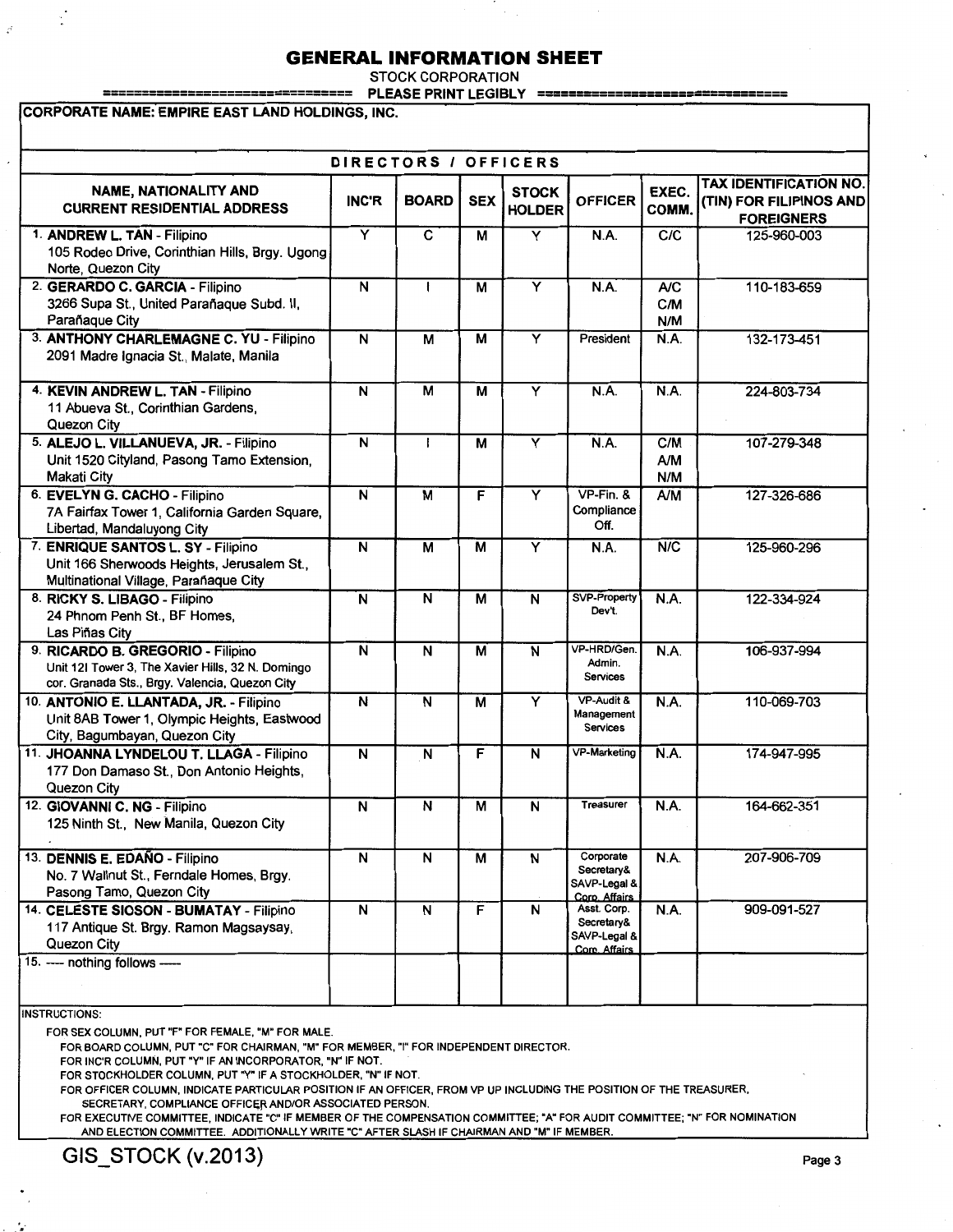# GENERAL INFORMATION SHEET

STOCK CORPORATION

PLEASE PRINT LEGIBLY

**CORPORATE NAME: EMPIRE EAST LAND HOLDINGS, INC.**

## DIRECTORS / OFFICERS

| NAME, NATIONALITY AND CURRENT RESIDENTIAL ADDRESS | INC'R | BOARD | SEX | STOCK HOLDER | OFFICER | EXEC. COMM. | TAX IDENTIFICATION NO. (TIN) FOR FILIPINOS AND FOREIGNERS |
|---|---|---|---|---|---|---|---|
| 1. **ANDREW L. TAN** - Filipino 105 Rodeo Drive, Corinthian Hills, Brgy. Ugong Norte, Quezon City | Y | C | M | Y | N.A. | C/C | 125-960-003 |
| 2. **GERARDO C. GARCIA** - Filipino 3266 Supa St., United Parañaque Subd. II, Parañaque City | N | I | M | Y | N.A. | A/C C/M N/M | 110-183-659 |
| 3. **ANTHONY CHARLEMAGNE C. YU** - Filipino 2091 Madre Ignacia St., Malate, Manila | N | M | M | Y | President | N.A. | 132-173-451 |
| 4. **KEVIN ANDREW L. TAN** - Filipino 11 Abueva St., Corinthian Gardens, Quezon City | N | M | M | Y | N.A. | N.A. | 224-803-734 |
| 5. **ALEJO L. VILLANUEVA, JR.** - Filipino Unit 1520 Cityland, Pasong Tamo Extension, Makati City | N | I | M | Y | N.A. | C/M A/M N/M | 107-279-348 |
| 6. **EVELYN G. CACHO** - Filipino 7A Fairfax Tower 1, California Garden Square, Libertad, Mandaluyong City | N | M | F | Y | VP-Fin. & Compliance Off. | A/M | 127-326-686 |
| 7. **ENRIQUE SANTOS L. SY** - Filipino Unit 166 Sherwoods Heights, Jerusalem St., Multinational Village, Parañaque City | N | M | M | Y | N.A. | N/C | 125-960-296 |
| 8. **RICKY S. LIBAGO** - Filipino 24 Phnom Penh St., BF Homes, Las Piñas City | N | N | M | N | SVP-Property Dev't. | N.A. | 122-334-924 |
| 9. **RICARDO B. GREGORIO** - Filipino Unit 12I Tower 3, The Xavier Hills, 32 N. Domingo cor. Granada Sts., Brgy. Valencia, Quezon City | N | N | M | N | VP-HRD/Gen. Admin. Services | N.A. | 106-937-994 |
| 10. **ANTONIO E. LLANTADA, JR.** - Filipino Unit 8AB Tower 1, Olympic Heights, Eastwood City, Bagumbayan, Quezon City | N | N | M | Y | VP-Audit & Management Services | N.A. | 110-069-703 |
| 11. **JHOANNA LYNDELOU T. LLAGA** - Filipino 177 Don Damaso St., Don Antonio Heights, Quezon City | N | N | F | N | VP-Marketing | N.A. | 174-947-995 |
| 12. **GIOVANNI C. NG** - Filipino 125 Ninth St., New Manila, Quezon City | N | N | M | N | Treasurer | N.A. | 164-662-351 |
| 13. **DENNIS E. EDAÑO** - Filipino No. 7 Wallnut St., Ferndale Homes, Brgy. Pasong Tamo, Quezon City | N | N | M | N | Corporate Secretary& SAVP-Legal & Corp. Affairs | N.A. | 207-906-709 |
| 14. **CELESTE SIOSON - BUMATAY** - Filipino 117 Antique St. Brgy. Ramon Magsaysay, Quezon City | N | N | F | N | Asst. Corp. Secretary& SAVP-Legal & Corp. Affairs | N.A. | 909-091-527 |
| 15. ---- nothing follows ---- | | | | | | | |

INSTRUCTIONS:

FOR SEX COLUMN, PUT "F" FOR FEMALE, "M" FOR MALE.

FOR BOARD COLUMN, PUT "C" FOR CHAIRMAN, "M" FOR MEMBER, "I" FOR INDEPENDENT DIRECTOR.

FOR INC'R COLUMN, PUT "Y" IF AN INCORPORATOR, "N" IF NOT.

FOR STOCKHOLDER COLUMN, PUT "Y" IF A STOCKHOLDER, "N" IF NOT.

FOR OFFICER COLUMN, INDICATE PARTICULAR POSITION IF AN OFFICER, FROM VP UP INCLUDING THE POSITION OF THE TREASURER, SECRETARY, COMPLIANCE OFFICER AND/OR ASSOCIATED PERSON.

FOR EXECUTIVE COMMITTEE, INDICATE "C" IF MEMBER OF THE COMPENSATION COMMITTEE; "A" FOR AUDIT COMMITTEE; "N" FOR NOMINATION AND ELECTION COMMITTEE. ADDITIONALLY WRITE "C" AFTER SLASH IF CHAIRMAN AND "M" IF MEMBER.

GIS_STOCK (v.2013)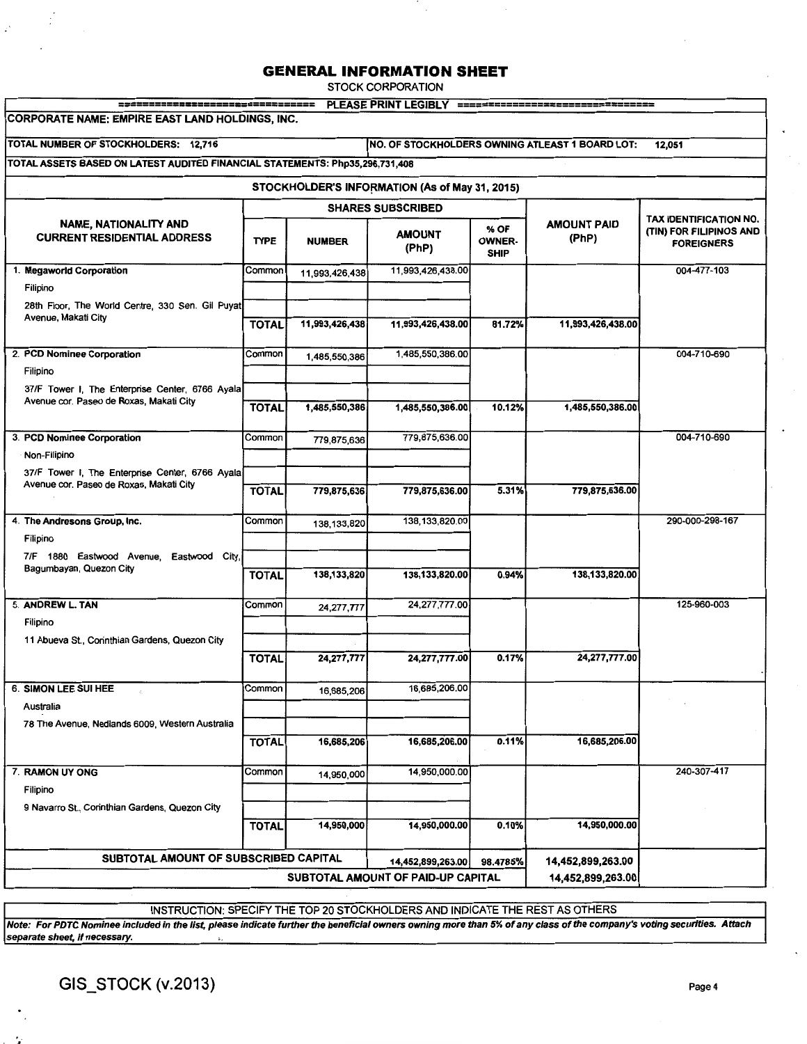# GENERAL INFORMATION SHEET

STOCK CORPORATION

PLEASE PRINT LEGIBLY

**CORPORATE NAME: EMPIRE EAST LAND HOLDINGS, INC.**

**TOTAL NUMBER OF STOCKHOLDERS: 12,716**

**NO. OF STOCKHOLDERS OWNING ATLEAST 1 BOARD LOT: 12,051**

**TOTAL ASSETS BASED ON LATEST AUDITED FINANCIAL STATEMENTS: Php35,296,731,408**

## STOCKHOLDER'S INFORMATION (As of May 31, 2015)

| NAME, NATIONALITY AND CURRENT RESIDENTIAL ADDRESS | SHARES SUBSCRIBED | | | | AMOUNT PAID (PhP) | TAX IDENTIFICATION NO. (TIN) FOR FILIPINOS AND FOREIGNERS |
|---|---|---|---|---|---|---|
| | TYPE | NUMBER | AMOUNT (PhP) | % OF OWNER-SHIP | | |
| **1. Megaworld Corporation** | Common | 11,993,426,438 | 11,993,426,438.00 | | | 004-477-103 |
| Filipino | | | | | | |
| 28th Floor, The World Centre, 330 Sen. Gil Puyat Avenue, Makati City | | | | | | |
| | **TOTAL** | **11,993,426,438** | **11,993,426,438.00** | **81.72%** | **11,993,426,438.00** | |
| **2. PCD Nominee Corporation** | Common | 1,485,550,386 | 1,485,550,386.00 | | | 004-710-690 |
| Filipino | | | | | | |
| 37/F Tower I, The Enterprise Center, 6766 Ayala Avenue cor. Paseo de Roxas, Makati City | | | | | | |
| | **TOTAL** | **1,485,550,386** | **1,485,550,386.00** | **10.12%** | **1,485,550,386.00** | |
| **3. PCD Nominee Corporation** | Common | 779,875,636 | 779,875,636.00 | | | 004-710-690 |
| Non-Filipino | | | | | | |
| 37/F Tower I, The Enterprise Center, 6766 Ayala Avenue cor. Paseo de Roxas, Makati City | | | | | | |
| | **TOTAL** | **779,875,636** | **779,875,636.00** | **5.31%** | **779,875,636.00** | |
| **4. The Andresons Group, Inc.** | Common | 138,133,820 | 138,133,820.00 | | | 290-000-298-167 |
| Filipino | | | | | | |
| 7/F 1880 Eastwood Avenue, Eastwood City, Bagumbayan, Quezon City | | | | | | |
| | **TOTAL** | **138,133,820** | **138,133,820.00** | **0.94%** | **138,133,820.00** | |
| **5. ANDREW L. TAN** | Common | 24,277,777 | 24,277,777.00 | | | 125-960-003 |
| Filipino | | | | | | |
| 11 Abueva St., Corinthian Gardens, Quezon City | | | | | | |
| | **TOTAL** | **24,277,777** | **24,277,777.00** | **0.17%** | **24,277,777.00** | |
| **6. SIMON LEE SUI HEE** | Common | 16,685,206 | 16,685,206.00 | | | |
| Australia | | | | | | |
| 78 The Avenue, Nedlands 6009, Western Australia | | | | | | |
| | **TOTAL** | **16,685,206** | **16,685,206.00** | **0.11%** | **16,685,206.00** | |
| **7. RAMON UY ONG** | Common | 14,950,000 | 14,950,000.00 | | | 240-307-417 |
| Filipino | | | | | | |
| 9 Navarro St., Corinthian Gardens, Quezon City | | | | | | |
| | **TOTAL** | **14,950,000** | **14,950,000.00** | **0.10%** | **14,950,000.00** | |
| **SUBTOTAL AMOUNT OF SUBSCRIBED CAPITAL** | | | **14,452,899,263.00** | **98.4785%** | **14,452,899,263.00** | |
| | | **SUBTOTAL AMOUNT OF PAID-UP CAPITAL** | | | **14,452,899,263.00** | |

INSTRUCTION: SPECIFY THE TOP 20 STOCKHOLDERS AND INDICATE THE REST AS OTHERS

***Note: For PDTC Nominee included in the list, please indicate further the beneficial owners owning more than 5% of any class of the company's voting securities. Attach separate sheet, if necessary.***

GIS_STOCK (v.2013)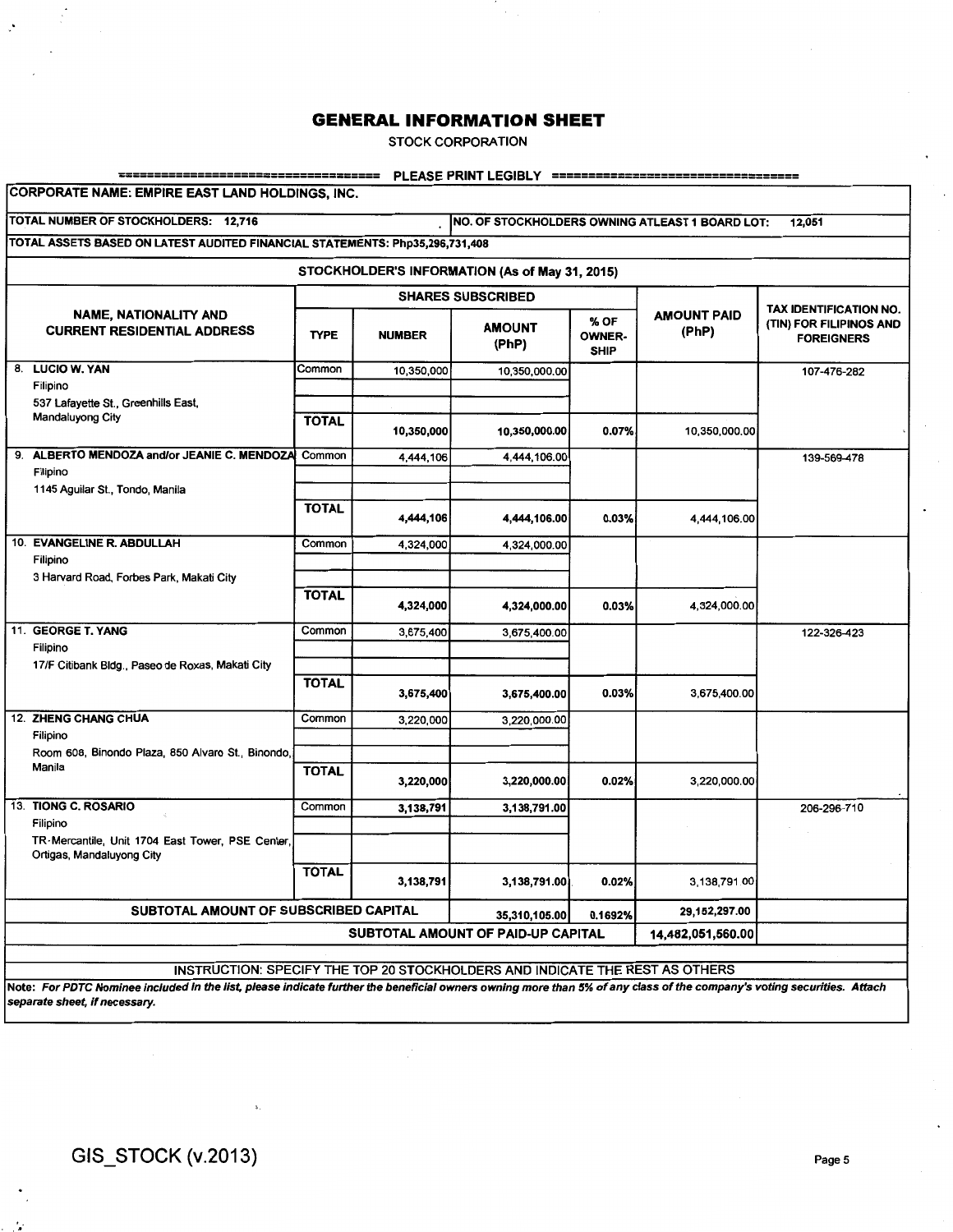# GENERAL INFORMATION SHEET

STOCK CORPORATION

PLEASE PRINT LEGIBLY

**CORPORATE NAME: EMPIRE EAST LAND HOLDINGS, INC.**

**TOTAL NUMBER OF STOCKHOLDERS: 12,716** | **NO. OF STOCKHOLDERS OWNING ATLEAST 1 BOARD LOT: 12,051**

**TOTAL ASSETS BASED ON LATEST AUDITED FINANCIAL STATEMENTS: Php35,296,731,408**

**STOCKHOLDER'S INFORMATION (As of May 31, 2015)**

| NAME, NATIONALITY AND CURRENT RESIDENTIAL ADDRESS | SHARES SUBSCRIBED | | | | AMOUNT PAID (PhP) | TAX IDENTIFICATION NO. (TIN) FOR FILIPINOS AND FOREIGNERS |
|---|---|---|---|---|---|---|
| | TYPE | NUMBER | AMOUNT (PhP) | % OF OWNER-SHIP | | |
| 8. LUCIO W. YAN<br>Filipino<br>537 Lafayette St., Greenhills East, Mandaluyong City | Common | 10,350,000 | 10,350,000.00 | | | 107-476-282 |
| | TOTAL | 10,350,000 | 10,350,000.00 | 0.07% | 10,350,000.00 | |
| 9. ALBERTO MENDOZA and/or JEANIE C. MENDOZA<br>Filipino<br>1145 Aguilar St., Tondo, Manila | Common | 4,444,106 | 4,444,106.00 | | | 139-569-478 |
| | TOTAL | 4,444,106 | 4,444,106.00 | 0.03% | 4,444,106.00 | |
| 10. EVANGELINE R. ABDULLAH<br>Filipino<br>3 Harvard Road, Forbes Park, Makati City | Common | 4,324,000 | 4,324,000.00 | | | |
| | TOTAL | 4,324,000 | 4,324,000.00 | 0.03% | 4,324,000.00 | |
| 11. GEORGE T. YANG<br>Filipino<br>17/F Citibank Bldg., Paseo de Roxas, Makati City | Common | 3,675,400 | 3,675,400.00 | | | 122-326-423 |
| | TOTAL | 3,675,400 | 3,675,400.00 | 0.03% | 3,675,400.00 | |
| 12. ZHENG CHANG CHUA<br>Filipino<br>Room 608, Binondo Plaza, 850 Alvaro St., Binondo, Manila | Common | 3,220,000 | 3,220,000.00 | | | |
| | TOTAL | 3,220,000 | 3,220,000.00 | 0.02% | 3,220,000.00 | |
| 13. TIONG C. ROSARIO<br>Filipino<br>TR-Mercantile, Unit 1704 East Tower, PSE Center, Ortigas, Mandaluyong City | Common | 3,138,791 | 3,138,791.00 | | | 206-296-710 |
| | TOTAL | 3,138,791 | 3,138,791.00 | 0.02% | 3,138,791.00 | |
| SUBTOTAL AMOUNT OF SUBSCRIBED CAPITAL | | | 35,310,105.00 | 0.1692% | 29,152,297.00 | |
| | | SUBTOTAL AMOUNT OF PAID-UP CAPITAL | | | 14,482,051,560.00 | |

INSTRUCTION: SPECIFY THE TOP 20 STOCKHOLDERS AND INDICATE THE REST AS OTHERS

Note: *For PDTC Nominee included in the list, please indicate further the beneficial owners owning more than 5% of any class of the company's voting securities. Attach separate sheet, if necessary.*

GIS_STOCK (v.2013)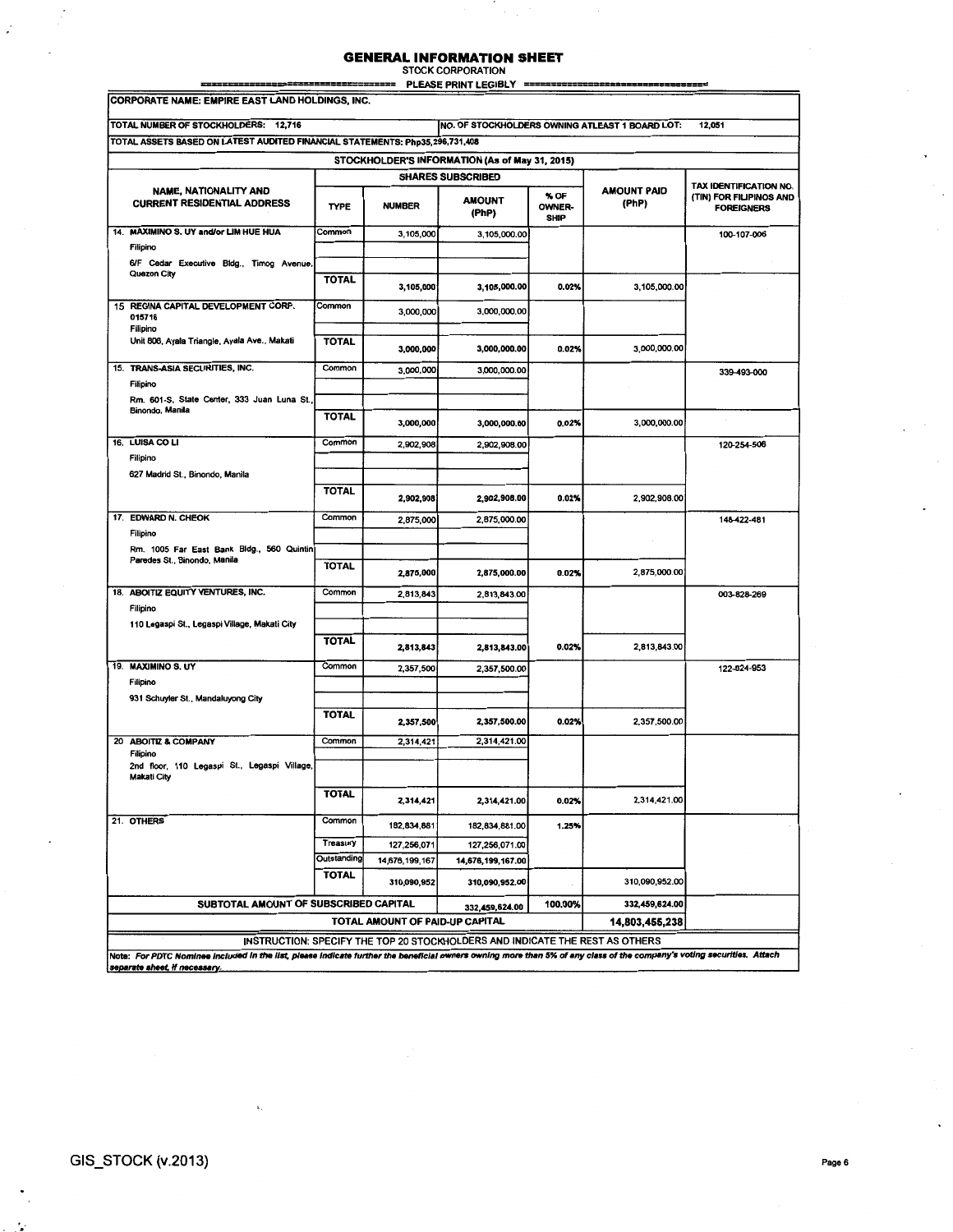# GENERAL INFORMATION SHEET

STOCK CORPORATION

PLEASE PRINT LEGIBLY

**CORPORATE NAME: EMPIRE EAST LAND HOLDINGS, INC.**

| TOTAL NUMBER OF STOCKHOLDERS: 12,716 | NO. OF STOCKHOLDERS OWNING ATLEAST 1 BOARD LOT: 12,051 |
|---|---|

TOTAL ASSETS BASED ON LATEST AUDITED FINANCIAL STATEMENTS: Php35,296,731,408

**STOCKHOLDER'S INFORMATION (As of May 31, 2015)**

| NAME, NATIONALITY AND CURRENT RESIDENTIAL ADDRESS | SHARES SUBSCRIBED | | | | AMOUNT PAID (PhP) | TAX IDENTIFICATION NO. (TIN) FOR FILIPINOS AND FOREIGNERS |
|---|---|---|---|---|---|---|
| | TYPE | NUMBER | AMOUNT (PhP) | % OF OWNER-SHIP | | |
| 14. MAXIMINO S. UY and/or LIM HUE HUA<br>Filipino<br>6/F Cedar Executive Bldg., Timog Avenue, Quezon City | Common | 3,105,000 | 3,105,000.00 | | | 100-107-006 |
| | TOTAL | 3,105,000 | 3,105,000.00 | 0.02% | 3,105,000.00 | |
| 15 REGINA CAPITAL DEVELOPMENT CORP. 015716<br>Filipino<br>Unit 806, Ayala Triangle, Ayala Ave., Makati | Common | 3,000,000 | 3,000,000.00 | | | |
| | TOTAL | 3,000,000 | 3,000,000.00 | 0.02% | 3,000,000.00 | |
| 15. TRANS-ASIA SECURITIES, INC.<br>Filipino<br>Rm. 601-S, State Center, 333 Juan Luna St., Binondo, Manila | Common | 3,000,000 | 3,000,000.00 | | | 339-493-000 |
| | TOTAL | 3,000,000 | 3,000,000.00 | 0.02% | 3,000,000.00 | |
| 16. LUISA CO LI<br>Filipino<br>627 Madrid St., Binondo, Manila | Common | 2,902,908 | 2,902,908.00 | | | 120-254-506 |
| | TOTAL | 2,902,908 | 2,902,908.00 | 0.01% | 2,902,908.00 | |
| 17. EDWARD N. CHEOK<br>Filipino<br>Rm. 1005 Far East Bank Bldg., 560 Quintin Paredes St., Binondo, Manila | Common | 2,875,000 | 2,875,000.00 | | | 148-422-481 |
| | TOTAL | 2,875,000 | 2,875,000.00 | 0.02% | 2,875,000.00 | |
| 18. ABOITIZ EQUITY VENTURES, INC.<br>Filipino<br>110 Legaspi St., Legaspi Village, Makati City | Common | 2,813,843 | 2,813,843.00 | | | 003-828-269 |
| | TOTAL | 2,813,843 | 2,813,843.00 | 0.02% | 2,813,843.00 | |
| 19. MAXIMINO S. UY<br>Filipino<br>931 Schuyler St., Mandaluyong City | Common | 2,357,500 | 2,357,500.00 | | | 122-624-953 |
| | TOTAL | 2,357,500 | 2,357,500.00 | 0.02% | 2,357,500.00 | |
| 20 ABOITIZ & COMPANY<br>Filipino<br>2nd floor, 110 Legaspi St., Legaspi Village, Makati City | Common | 2,314,421 | 2,314,421.00 | | | |
| | TOTAL | 2,314,421 | 2,314,421.00 | 0.02% | 2,314,421.00 | |
| 21. OTHERS | Common | 182,834,881 | 182,834,881.00 | 1.25% | | |
| | Treasury | 127,256,071 | 127,256,071.00 | | | |
| | Outstanding | 14,676,199,167 | 14,676,199,167.00 | | | |
| | TOTAL | 310,090,952 | 310,090,952.00 | | 310,090,952.00 | |
| SUBTOTAL AMOUNT OF SUBSCRIBED CAPITAL | | | 332,459,624.00 | 100.00% | 332,459,624.00 | |
| | | TOTAL AMOUNT OF PAID-UP CAPITAL | | | 14,803,455,238 | |

INSTRUCTION: SPECIFY THE TOP 20 STOCKHOLDERS AND INDICATE THE REST AS OTHERS

*Note: For PDTC Nominee included in the list, please indicate further the beneficial owners owning more than 5% of any class of the company's voting securities. Attach separate sheet, if necessary.*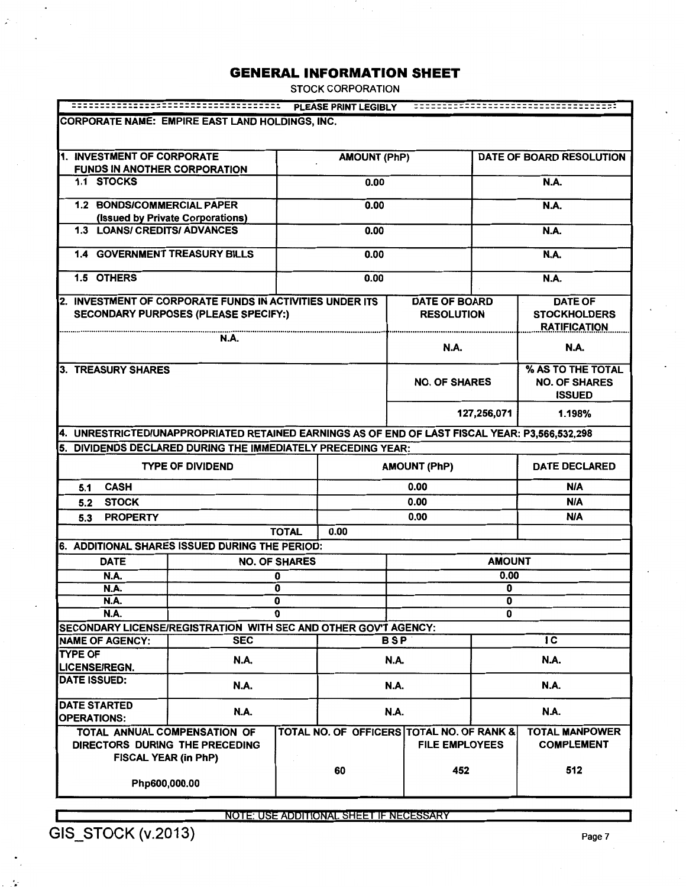# GENERAL INFORMATION SHEET

STOCK CORPORATION

PLEASE PRINT LEGIBLY

**CORPORATE NAME: EMPIRE EAST LAND HOLDINGS, INC.**

| 1. INVESTMENT OF CORPORATE FUNDS IN ANOTHER CORPORATION | AMOUNT (PhP) | DATE OF BOARD RESOLUTION |
|---|---|---|
| 1.1 STOCKS | 0.00 | N.A. |
| 1.2 BONDS/COMMERCIAL PAPER (Issued by Private Corporations) | 0.00 | N.A. |
| 1.3 LOANS/ CREDITS/ ADVANCES | 0.00 | N.A. |
| 1.4 GOVERNMENT TREASURY BILLS | 0.00 | N.A. |
| 1.5 OTHERS | 0.00 | N.A. |

| 2. INVESTMENT OF CORPORATE FUNDS IN ACTIVITIES UNDER ITS SECONDARY PURPOSES (PLEASE SPECIFY:) | DATE OF BOARD RESOLUTION | DATE OF STOCKHOLDERS RATIFICATION |
|---|---|---|
| N.A. | N.A. | N.A. |

| 3. TREASURY SHARES | NO. OF SHARES | % AS TO THE TOTAL NO. OF SHARES ISSUED |
|---|---|---|
| | 127,256,071 | 1.198% |

**4. UNRESTRICTED/UNAPPROPRIATED RETAINED EARNINGS AS OF END OF LAST FISCAL YEAR: P3,566,532,298**

**5. DIVIDENDS DECLARED DURING THE IMMEDIATELY PRECEDING YEAR:**

| TYPE OF DIVIDEND | AMOUNT (PhP) | DATE DECLARED |
|---|---|---|
| 5.1 CASH | 0.00 | N/A |
| 5.2 STOCK | 0.00 | N/A |
| 5.3 PROPERTY | 0.00 | N/A |
| TOTAL | 0.00 | |

**6. ADDITIONAL SHARES ISSUED DURING THE PERIOD:**

| DATE | NO. OF SHARES | AMOUNT |
|---|---|---|
| N.A. | 0 | 0.00 |
| N.A. | 0 | 0 |
| N.A. | 0 | 0 |
| N.A. | 0 | 0 |

**SECONDARY LICENSE/REGISTRATION WITH SEC AND OTHER GOV'T AGENCY:**

| NAME OF AGENCY: | SEC | BSP | IC |
|---|---|---|---|
| TYPE OF LICENSE/REGN. | N.A. | N.A. | N.A. |
| DATE ISSUED: | N.A. | N.A. | N.A. |
| DATE STARTED OPERATIONS: | N.A. | N.A. | N.A. |

| TOTAL ANNUAL COMPENSATION OF DIRECTORS DURING THE PRECEDING FISCAL YEAR (in PhP) | TOTAL NO. OF OFFICERS | TOTAL NO. OF RANK & FILE EMPLOYEES | TOTAL MANPOWER COMPLEMENT |
|---|---|---|---|
| Php600,000.00 | 60 | 452 | 512 |

NOTE: USE ADDITIONAL SHEET IF NECESSARY

GIS_STOCK (v.2013)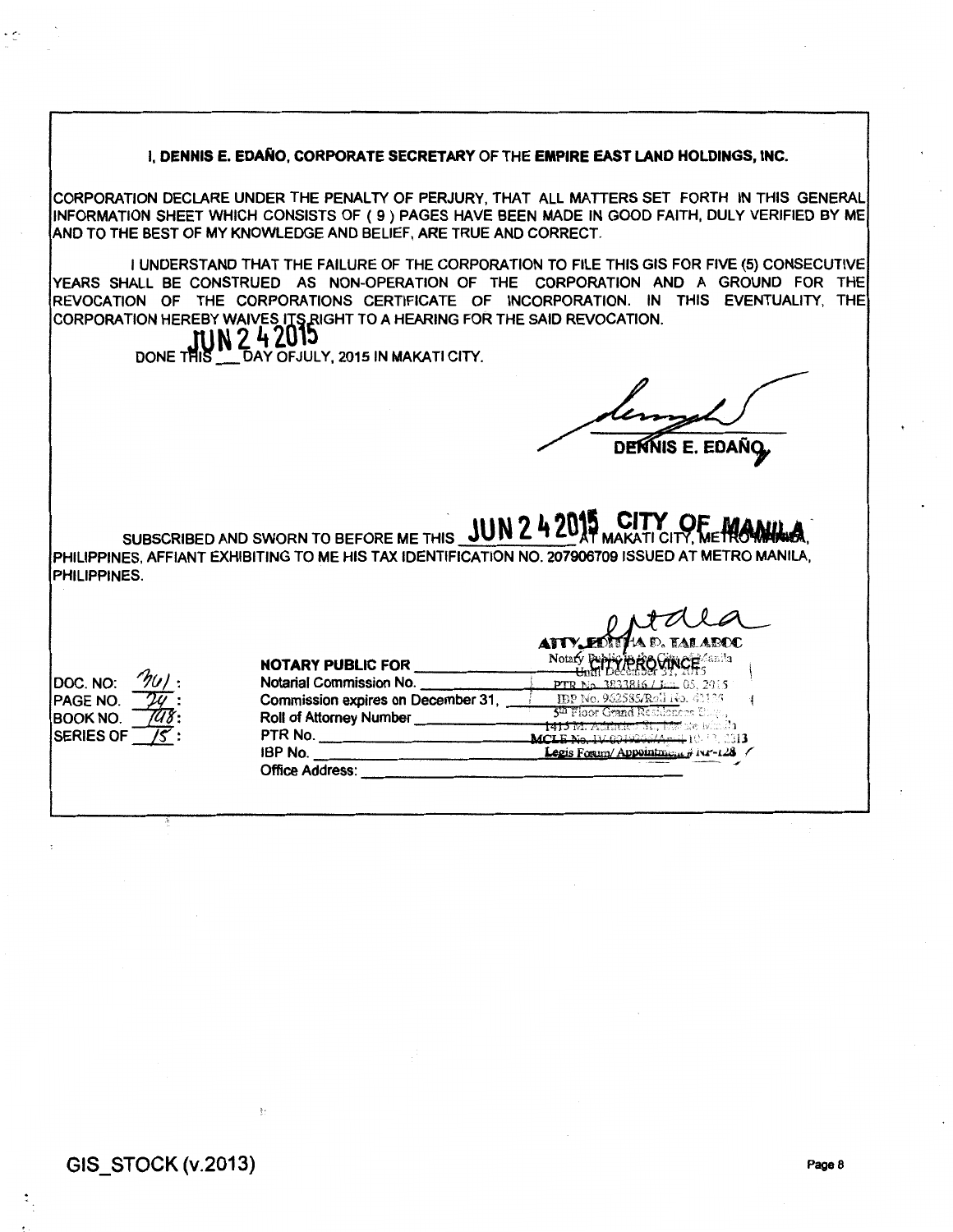I, **DENNIS E. EDAÑO, CORPORATE SECRETARY** OF THE **EMPIRE EAST LAND HOLDINGS, INC.**

CORPORATION DECLARE UNDER THE PENALTY OF PERJURY, THAT ALL MATTERS SET FORTH IN THIS GENERAL INFORMATION SHEET WHICH CONSISTS OF ( 9 ) PAGES HAVE BEEN MADE IN GOOD FAITH, DULY VERIFIED BY ME AND TO THE BEST OF MY KNOWLEDGE AND BELIEF, ARE TRUE AND CORRECT.

I UNDERSTAND THAT THE FAILURE OF THE CORPORATION TO FILE THIS GIS FOR FIVE (5) CONSECUTIVE YEARS SHALL BE CONSTRUED AS NON-OPERATION OF THE CORPORATION AND A GROUND FOR THE REVOCATION OF THE CORPORATIONS CERTIFICATE OF INCORPORATION. IN THIS EVENTUALITY, THE CORPORATION HEREBY WAIVES ITS RIGHT TO A HEARING FOR THE SAID REVOCATION.

DONE THIS JUN 24 2015 DAY OFJULY, 2015 IN MAKATI CITY.

DENNIS E. EDAÑO

SUBSCRIBED AND SWORN TO BEFORE ME THIS JUN 24 2015 AT MAKATI CITY, CITY OF MANILA, PHILIPPINES, AFFIANT EXHIBITING TO ME HIS TAX IDENTIFICATION NO. 207906709 ISSUED AT METRO MANILA, PHILIPPINES.

ATTY. EDITHA D. TALABOC

| | |
|---|---|
| DOC. NO: 301 : | NOTARY PUBLIC FOR CITY/PROVINCE Notary Public in the City of Manila Until December 31, 2015 |
| PAGE NO. 24 : | Notarial Commission No. |
| BOOK NO. 108 : | Commission expires on December 31, PTR No. 3833816 / Jan. 05, 2015 |
| SERIES OF 15 : | Roll of Attorney Number IBP No. 962585/Roll No. 42126 |
| | PTR No. 5th Floor Grand Residences Bldg. 1415 M. Adriatico St., Ermita Manila |
| | IBP No. MCLE No. IV-0019266/April 10, 2013 |
| | Office Address: Legis Forum/ Appointment # NP-128 |